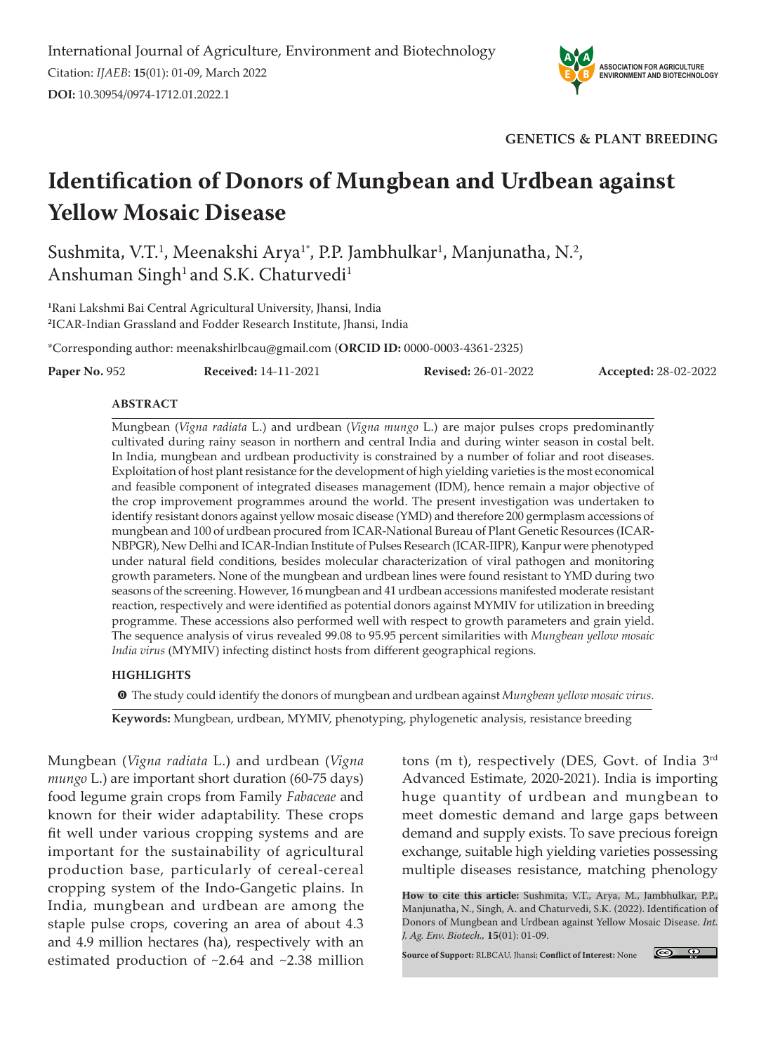International Journal of Agriculture, Environment and Biotechnology

Citation: *IJAEB*: **15**(01): 01-09, March 2022

**DOI:** 10.30954/0974-1712.01.2022.1

**GENETICS & PLANT BREEDING**

# Identification of Donors of Mungbean and Urdbean against Yellow Mosaic Disease

Sushmita, V.T.[1], Meenakshi Arya[1*], P.P. Jambhulkar[1], Manjunatha, N.[2], Anshuman Singh[1] and S.K. Chaturvedi[1]

[1]Rani Lakshmi Bai Central Agricultural University, Jhansi, India

[2]ICAR-Indian Grassland and Fodder Research Institute, Jhansi, India

*Corresponding author: meenakshirlbcau@gmail.com (**ORCID ID:** 0000-0003-4361-2325)

**Paper No.** 952 **Received:** 14-11-2021 **Revised:** 26-01-2022 **Accepted:** 28-02-2022

## ABSTRACT

Mungbean (*Vigna radiata* L.) and urdbean (*Vigna mungo* L.) are major pulses crops predominantly cultivated during rainy season in northern and central India and during winter season in costal belt. In India, mungbean and urdbean productivity is constrained by a number of foliar and root diseases. Exploitation of host plant resistance for the development of high yielding varieties is the most economical and feasible component of integrated diseases management (IDM), hence remain a major objective of the crop improvement programmes around the world. The present investigation was undertaken to identify resistant donors against yellow mosaic disease (YMD) and therefore 200 germplasm accessions of mungbean and 100 of urdbean procured from ICAR-National Bureau of Plant Genetic Resources (ICAR-NBPGR), New Delhi and ICAR-Indian Institute of Pulses Research (ICAR-IIPR), Kanpur were phenotyped under natural field conditions, besides molecular characterization of viral pathogen and monitoring growth parameters. None of the mungbean and urdbean lines were found resistant to YMD during two seasons of the screening. However, 16 mungbean and 41 urdbean accessions manifested moderate resistant reaction, respectively and were identified as potential donors against MYMIV for utilization in breeding programme. These accessions also performed well with respect to growth parameters and grain yield. The sequence analysis of virus revealed 99.08 to 95.95 percent similarities with *Mungbean yellow mosaic India virus* (MYMIV) infecting distinct hosts from different geographical regions.

## HIGHLIGHTS

- The study could identify the donors of mungbean and urdbean against *Mungbean yellow mosaic virus*.

**Keywords:** Mungbean, urdbean, MYMIV, phenotyping, phylogenetic analysis, resistance breeding

Mungbean (*Vigna radiata* L.) and urdbean (*Vigna mungo* L.) are important short duration (60-75 days) food legume grain crops from Family *Fabaceae* and known for their wider adaptability. These crops fit well under various cropping systems and are important for the sustainability of agricultural production base, particularly of cereal-cereal cropping system of the Indo-Gangetic plains. In India, mungbean and urdbean are among the staple pulse crops, covering an area of about 4.3 and 4.9 million hectares (ha), respectively with an estimated production of ~2.64 and ~2.38 million tons (m t), respectively (DES, Govt. of India 3rd Advanced Estimate, 2020-2021). India is importing huge quantity of urdbean and mungbean to meet domestic demand and large gaps between demand and supply exists. To save precious foreign exchange, suitable high yielding varieties possessing multiple diseases resistance, matching phenology

**How to cite this article:** Sushmita, V.T., Arya, M., Jambhulkar, P.P., Manjunatha, N., Singh, A. and Chaturvedi, S.K. (2022). Identification of Donors of Mungbean and Urdbean against Yellow Mosaic Disease. *Int. J. Ag. Env. Biotech.*, **15**(01): 01-09.

**Source of Support:** RLBCAU, Jhansi; **Conflict of Interest:** None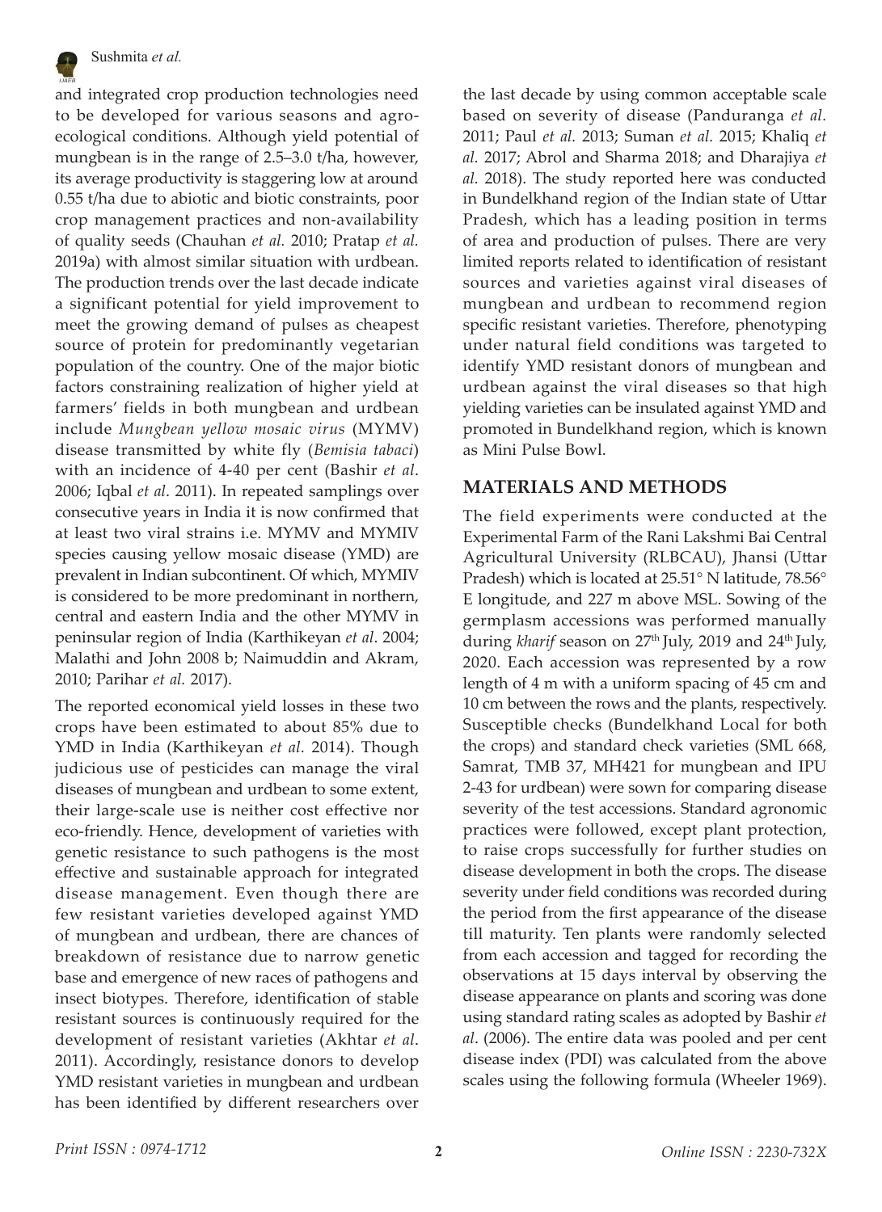and integrated crop production technologies need to be developed for various seasons and agro-ecological conditions. Although yield potential of mungbean is in the range of 2.5–3.0 t/ha, however, its average productivity is staggering low at around 0.55 t/ha due to abiotic and biotic constraints, poor crop management practices and non-availability of quality seeds (Chauhan *et al.* 2010; Pratap *et al.* 2019a) with almost similar situation with urdbean. The production trends over the last decade indicate a significant potential for yield improvement to meet the growing demand of pulses as cheapest source of protein for predominantly vegetarian population of the country. One of the major biotic factors constraining realization of higher yield at farmers' fields in both mungbean and urdbean include *Mungbean yellow mosaic virus* (MYMV) disease transmitted by white fly (*Bemisia tabaci*) with an incidence of 4-40 per cent (Bashir *et al*. 2006; Iqbal *et al.* 2011). In repeated samplings over consecutive years in India it is now confirmed that at least two viral strains i.e. MYMV and MYMIV species causing yellow mosaic disease (YMD) are prevalent in Indian subcontinent. Of which, MYMIV is considered to be more predominant in northern, central and eastern India and the other MYMV in peninsular region of India (Karthikeyan *et al*. 2004; Malathi and John 2008 b; Naimuddin and Akram, 2010; Parihar *et al.* 2017).

The reported economical yield losses in these two crops have been estimated to about 85% due to YMD in India (Karthikeyan *et al.* 2014). Though judicious use of pesticides can manage the viral diseases of mungbean and urdbean to some extent, their large-scale use is neither cost effective nor eco-friendly. Hence, development of varieties with genetic resistance to such pathogens is the most effective and sustainable approach for integrated disease management. Even though there are few resistant varieties developed against YMD of mungbean and urdbean, there are chances of breakdown of resistance due to narrow genetic base and emergence of new races of pathogens and insect biotypes. Therefore, identification of stable resistant sources is continuously required for the development of resistant varieties (Akhtar *et al*. 2011). Accordingly, resistance donors to develop YMD resistant varieties in mungbean and urdbean has been identified by different researchers over the last decade by using common acceptable scale based on severity of disease (Panduranga *et al.* 2011; Paul *et al.* 2013; Suman *et al.* 2015; Khaliq *et al.* 2017; Abrol and Sharma 2018; and Dharajiya *et al.* 2018). The study reported here was conducted in Bundelkhand region of the Indian state of Uttar Pradesh, which has a leading position in terms of area and production of pulses. There are very limited reports related to identification of resistant sources and varieties against viral diseases of mungbean and urdbean to recommend region specific resistant varieties. Therefore, phenotyping under natural field conditions was targeted to identify YMD resistant donors of mungbean and urdbean against the viral diseases so that high yielding varieties can be insulated against YMD and promoted in Bundelkhand region, which is known as Mini Pulse Bowl.

## MATERIALS AND METHODS

The field experiments were conducted at the Experimental Farm of the Rani Lakshmi Bai Central Agricultural University (RLBCAU), Jhansi (Uttar Pradesh) which is located at 25.51° N latitude, 78.56° E longitude, and 227 m above MSL. Sowing of the germplasm accessions was performed manually during *kharif* season on 27th July, 2019 and 24th July, 2020. Each accession was represented by a row length of 4 m with a uniform spacing of 45 cm and 10 cm between the rows and the plants, respectively. Susceptible checks (Bundelkhand Local for both the crops) and standard check varieties (SML 668, Samrat, TMB 37, MH421 for mungbean and IPU 2-43 for urdbean) were sown for comparing disease severity of the test accessions. Standard agronomic practices were followed, except plant protection, to raise crops successfully for further studies on disease development in both the crops. The disease severity under field conditions was recorded during the period from the first appearance of the disease till maturity. Ten plants were randomly selected from each accession and tagged for recording the observations at 15 days interval by observing the disease appearance on plants and scoring was done using standard rating scales as adopted by Bashir *et al*. (2006). The entire data was pooled and per cent disease index (PDI) was calculated from the above scales using the following formula (Wheeler 1969).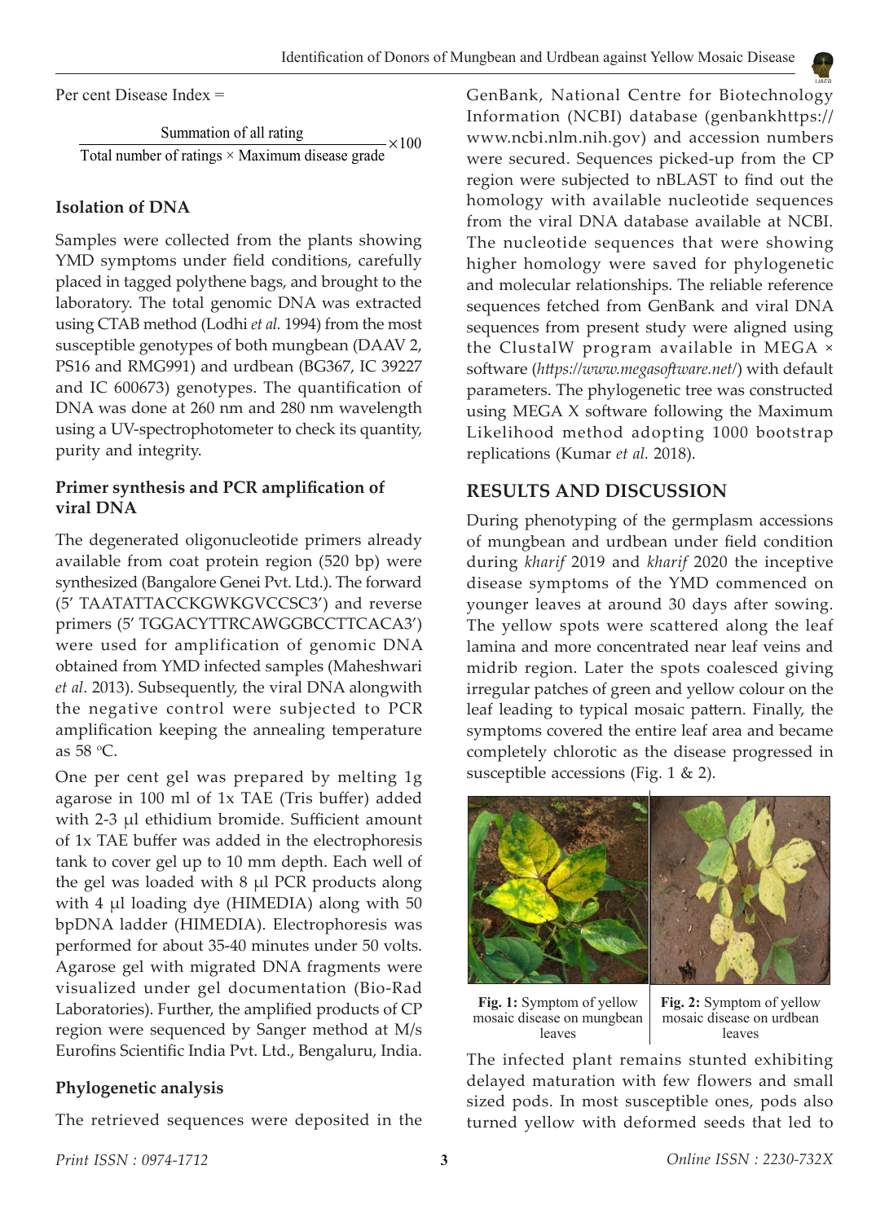Per cent Disease Index =

$$\frac{\text{Summation of all rating}}{\text{Total number of ratings} \times \text{Maximum disease grade}} \times 100$$

### Isolation of DNA

Samples were collected from the plants showing YMD symptoms under field conditions, carefully placed in tagged polythene bags, and brought to the laboratory. The total genomic DNA was extracted using CTAB method (Lodhi *et al.* 1994) from the most susceptible genotypes of both mungbean (DAAV 2, PS16 and RMG991) and urdbean (BG367, IC 39227 and IC 600673) genotypes. The quantification of DNA was done at 260 nm and 280 nm wavelength using a UV-spectrophotometer to check its quantity, purity and integrity.

### Primer synthesis and PCR amplification of viral DNA

The degenerated oligonucleotide primers already available from coat protein region (520 bp) were synthesized (Bangalore Genei Pvt. Ltd.). The forward (5′ TAATATTACCKGWKGVCCSC3′) and reverse primers (5′ TGGACYTTRCAWGGBCCTTCACA3′) were used for amplification of genomic DNA obtained from YMD infected samples (Maheshwari *et al*. 2013). Subsequently, the viral DNA alongwith the negative control were subjected to PCR amplification keeping the annealing temperature as 58 °C.

One per cent gel was prepared by melting 1g agarose in 100 ml of 1x TAE (Tris buffer) added with 2-3 µl ethidium bromide. Sufficient amount of 1x TAE buffer was added in the electrophoresis tank to cover gel up to 10 mm depth. Each well of the gel was loaded with 8 µl PCR products along with 4 µl loading dye (HIMEDIA) along with 50 bpDNA ladder (HIMEDIA). Electrophoresis was performed for about 35-40 minutes under 50 volts. Agarose gel with migrated DNA fragments were visualized under gel documentation (Bio-Rad Laboratories). Further, the amplified products of CP region were sequenced by Sanger method at M/s Eurofins Scientific India Pvt. Ltd., Bengaluru, India.

### Phylogenetic analysis

The retrieved sequences were deposited in the GenBank, National Centre for Biotechnology Information (NCBI) database (genbankhttps://www.ncbi.nlm.nih.gov) and accession numbers were secured. Sequences picked-up from the CP region were subjected to nBLAST to find out the homology with available nucleotide sequences from the viral DNA database available at NCBI. The nucleotide sequences that were showing higher homology were saved for phylogenetic and molecular relationships. The reliable reference sequences fetched from GenBank and viral DNA sequences from present study were aligned using the ClustalW program available in MEGA × software (*https://www.megasoftware.net/*) with default parameters. The phylogenetic tree was constructed using MEGA X software following the Maximum Likelihood method adopting 1000 bootstrap replications (Kumar *et al.* 2018).

## RESULTS AND DISCUSSION

During phenotyping of the germplasm accessions of mungbean and urdbean under field condition during *kharif* 2019 and *kharif* 2020 the inceptive disease symptoms of the YMD commenced on younger leaves at around 30 days after sowing. The yellow spots were scattered along the leaf lamina and more concentrated near leaf veins and midrib region. Later the spots coalesced giving irregular patches of green and yellow colour on the leaf leading to typical mosaic pattern. Finally, the symptoms covered the entire leaf area and became completely chlorotic as the disease progressed in susceptible accessions (Fig. 1 & 2).

**Fig. 1:** Symptom of yellow mosaic disease on mungbean leaves

**Fig. 2:** Symptom of yellow mosaic disease on urdbean leaves

The infected plant remains stunted exhibiting delayed maturation with few flowers and small sized pods. In most susceptible ones, pods also turned yellow with deformed seeds that led to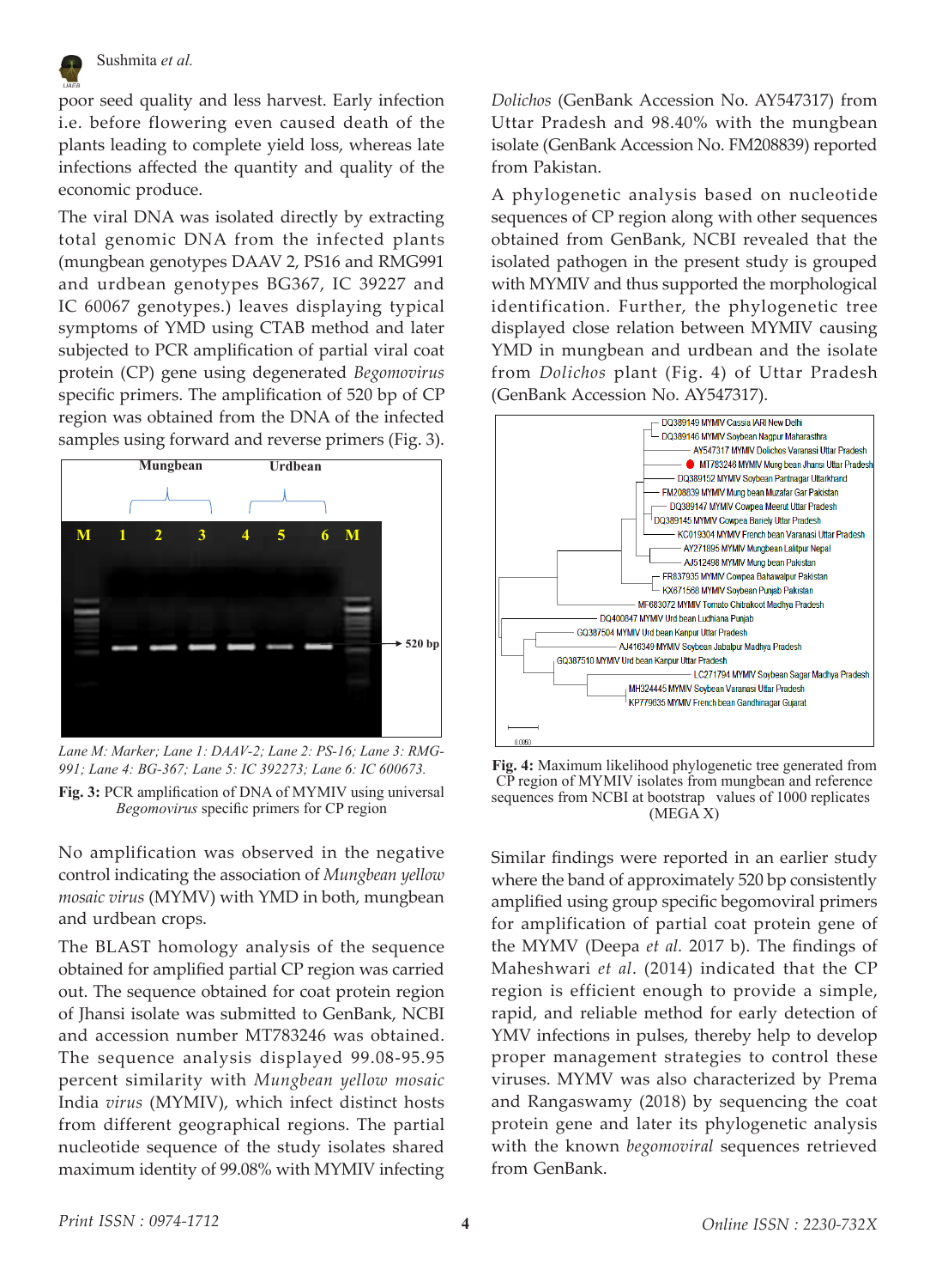poor seed quality and less harvest. Early infection i.e. before flowering even caused death of the plants leading to complete yield loss, whereas late infections affected the quantity and quality of the economic produce.

The viral DNA was isolated directly by extracting total genomic DNA from the infected plants (mungbean genotypes DAAV 2, PS16 and RMG991 and urdbean genotypes BG367, IC 39227 and IC 60067 genotypes.) leaves displaying typical symptoms of YMD using CTAB method and later subjected to PCR amplification of partial viral coat protein (CP) gene using degenerated *Begomovirus* specific primers. The amplification of 520 bp of CP region was obtained from the DNA of the infected samples using forward and reverse primers (Fig. 3).

Lane M: Marker; Lane 1: DAAV-2; Lane 2: PS-16; Lane 3: RMG-991; Lane 4: BG-367; Lane 5: IC 392273; Lane 6: IC 600673.

**Fig. 3:** PCR amplification of DNA of MYMIV using universal *Begomovirus* specific primers for CP region

No amplification was observed in the negative control indicating the association of *Mungbean yellow mosaic virus* (MYMV) with YMD in both, mungbean and urdbean crops.

The BLAST homology analysis of the sequence obtained for amplified partial CP region was carried out. The sequence obtained for coat protein region of Jhansi isolate was submitted to GenBank, NCBI and accession number MT783246 was obtained. The sequence analysis displayed 99.08-95.95 percent similarity with *Mungbean yellow mosaic* India *virus* (MYMIV), which infect distinct hosts from different geographical regions. The partial nucleotide sequence of the study isolates shared maximum identity of 99.08% with MYMIV infecting *Dolichos* (GenBank Accession No. AY547317) from Uttar Pradesh and 98.40% with the mungbean isolate (GenBank Accession No. FM208839) reported from Pakistan.

A phylogenetic analysis based on nucleotide sequences of CP region along with other sequences obtained from GenBank, NCBI revealed that the isolated pathogen in the present study is grouped with MYMIV and thus supported the morphological identification. Further, the phylogenetic tree displayed close relation between MYMIV causing YMD in mungbean and urdbean and the isolate from *Dolichos* plant (Fig. 4) of Uttar Pradesh (GenBank Accession No. AY547317).

**Fig. 4:** Maximum likelihood phylogenetic tree generated from CP region of MYMIV isolates from mungbean and reference sequences from NCBI at bootstrap values of 1000 replicates (MEGA X)

Similar findings were reported in an earlier study where the band of approximately 520 bp consistently amplified using group specific begomoviral primers for amplification of partial coat protein gene of the MYMV (Deepa *et al.* 2017 b). The findings of Maheshwari *et al*. (2014) indicated that the CP region is efficient enough to provide a simple, rapid, and reliable method for early detection of YMV infections in pulses, thereby help to develop proper management strategies to control these viruses. MYMV was also characterized by Prema and Rangaswamy (2018) by sequencing the coat protein gene and later its phylogenetic analysis with the known *begomoviral* sequences retrieved from GenBank.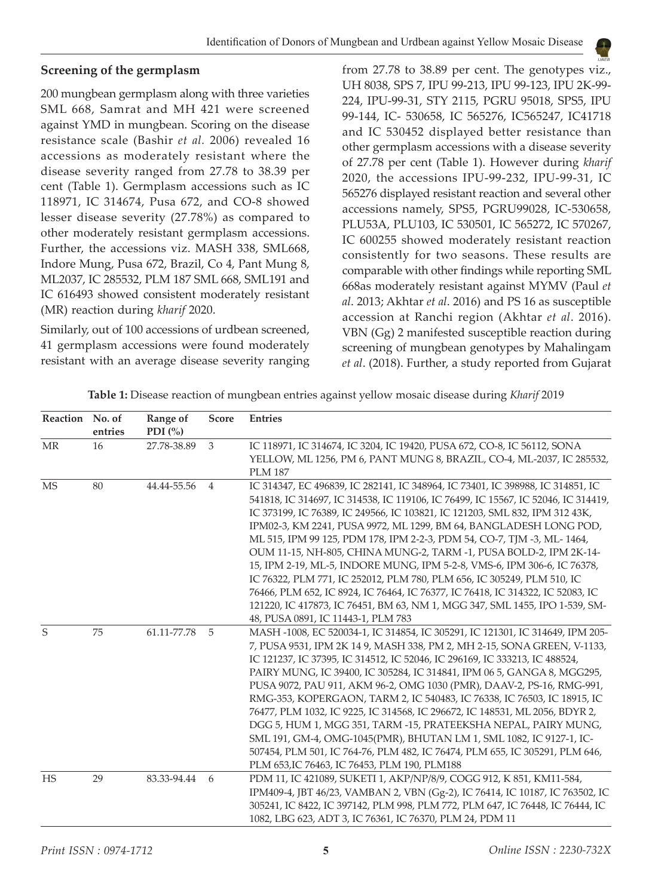## Screening of the germplasm

200 mungbean germplasm along with three varieties SML 668, Samrat and MH 421 were screened against YMD in mungbean. Scoring on the disease resistance scale (Bashir *et al.* 2006) revealed 16 accessions as moderately resistant where the disease severity ranged from 27.78 to 38.39 per cent (Table 1). Germplasm accessions such as IC 118971, IC 314674, Pusa 672, and CO-8 showed lesser disease severity (27.78%) as compared to other moderately resistant germplasm accessions. Further, the accessions viz. MASH 338, SML668, Indore Mung, Pusa 672, Brazil, Co 4, Pant Mung 8, ML2037, IC 285532, PLM 187 SML 668, SML191 and IC 616493 showed consistent moderately resistant (MR) reaction during *kharif* 2020.

Similarly, out of 100 accessions of urdbean screened, 41 germplasm accessions were found moderately resistant with an average disease severity ranging from 27.78 to 38.89 per cent. The genotypes viz., UH 8038, SPS 7, IPU 99-213, IPU 99-123, IPU 2K-99-224, IPU-99-31, STY 2115, PGRU 95018, SPS5, IPU 99-144, IC- 530658, IC 565276, IC565247, IC41718 and IC 530452 displayed better resistance than other germplasm accessions with a disease severity of 27.78 per cent (Table 1). However during *kharif* 2020, the accessions IPU-99-232, IPU-99-31, IC 565276 displayed resistant reaction and several other accessions namely, SPS5, PGRU99028, IC-530658, PLU53A, PLU103, IC 530501, IC 565272, IC 570267, IC 600255 showed moderately resistant reaction consistently for two seasons. These results are comparable with other findings while reporting SML 668as moderately resistant against MYMV (Paul *et al*. 2013; Akhtar *et al*. 2016) and PS 16 as susceptible accession at Ranchi region (Akhtar *et al*. 2016). VBN (Gg) 2 manifested susceptible reaction during screening of mungbean genotypes by Mahalingam *et al*. (2018). Further, a study reported from Gujarat

**Table 1:** Disease reaction of mungbean entries against yellow mosaic disease during *Kharif* 2019

| Reaction | No. of entries | Range of PDI (%) | Score | Entries |
|---|---|---|---|---|
| MR | 16 | 27.78-38.89 | 3 | IC 118971, IC 314674, IC 3204, IC 19420, PUSA 672, CO-8, IC 56112, SONA YELLOW, ML 1256, PM 6, PANT MUNG 8, BRAZIL, CO-4, ML-2037, IC 285532, PLM 187 |
| MS | 80 | 44.44-55.56 | 4 | IC 314347, EC 496839, IC 282141, IC 348964, IC 73401, IC 398988, IC 314851, IC 541818, IC 314697, IC 314538, IC 119106, IC 76499, IC 15567, IC 52046, IC 314419, IC 373199, IC 76389, IC 249566, IC 103821, IC 121203, SML 832, IPM 312 43K, IPM02-3, KM 2241, PUSA 9972, ML 1299, BM 64, BANGLADESH LONG POD, ML 515, IPM 99 125, PDM 178, IPM 2-2-3, PDM 54, CO-7, TJM -3, ML- 1464, OUM 11-15, NH-805, CHINA MUNG-2, TARM -1, PUSA BOLD-2, IPM 2K-14-15, IPM 2-19, ML-5, INDORE MUNG, IPM 5-2-8, VMS-6, IPM 306-6, IC 76378, IC 76322, PLM 771, IC 252012, PLM 780, PLM 656, IC 305249, PLM 510, IC 76466, PLM 652, IC 8924, IC 76464, IC 76377, IC 76418, IC 314322, IC 52083, IC 121220, IC 417873, IC 76451, BM 63, NM 1, MGG 347, SML 1455, IPO 1-539, SM-48, PUSA 0891, IC 11443-1, PLM 783 |
| S | 75 | 61.11-77.78 | 5 | MASH -1008, EC 520034-1, IC 314854, IC 305291, IC 121301, IC 314649, IPM 205-7, PUSA 9531, IPM 2K 14 9, MASH 338, PM 2, MH 2-15, SONA GREEN, V-1133, IC 121237, IC 37395, IC 314512, IC 52046, IC 296169, IC 333213, IC 488524, PAIRY MUNG, IC 39400, IC 305284, IC 314841, IPM 06 5, GANGA 8, MGG295, PUSA 9072, PAU 911, AKM 96-2, OMG 1030 (PMR), DAAV-2, PS-16, RMG-991, RMG-353, KOPERGAON, TARM 2, IC 540483, IC 76338, IC 76503, IC 18915, IC 76477, PLM 1032, IC 9225, IC 314568, IC 296672, IC 148531, ML 2056, BDYR 2, DGG 5, HUM 1, MGG 351, TARM -15, PRATEEKSHA NEPAL, PAIRY MUNG, SML 191, GM-4, OMG-1045(PMR), BHUTAN LM 1, SML 1082, IC 9127-1, IC-507454, PLM 501, IC 764-76, PLM 482, IC 76474, PLM 655, IC 305291, PLM 646, PLM 653,IC 76463, IC 76453, PLM 190, PLM188 |
| HS | 29 | 83.33-94.44 | 6 | PDM 11, IC 421089, SUKETI 1, AKP/NP/8/9, COGG 912, K 851, KM11-584, IPM409-4, JBT 46/23, VAMBAN 2, VBN (Gg-2), IC 76414, IC 10187, IC 763502, IC 305241, IC 8422, IC 397142, PLM 998, PLM 772, PLM 647, IC 76448, IC 76444, IC 1082, LBG 623, ADT 3, IC 76361, IC 76370, PLM 24, PDM 11 |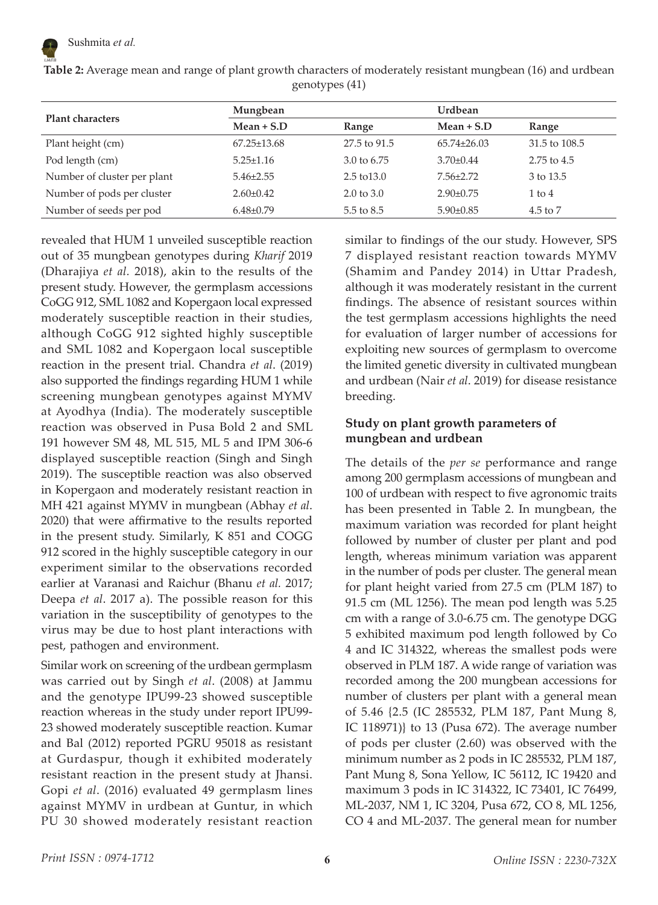**Table 2:** Average mean and range of plant growth characters of moderately resistant mungbean (16) and urdbean genotypes (41)

| Plant characters | Mungbean | | Urdbean | |
|---|---|---|---|---|
| | Mean + S.D | Range | Mean + S.D | Range |
| Plant height (cm) | 67.25±13.68 | 27.5 to 91.5 | 65.74±26.03 | 31.5 to 108.5 |
| Pod length (cm) | 5.25±1.16 | 3.0 to 6.75 | 3.70±0.44 | 2.75 to 4.5 |
| Number of cluster per plant | 5.46±2.55 | 2.5 to13.0 | 7.56±2.72 | 3 to 13.5 |
| Number of pods per cluster | 2.60±0.42 | 2.0 to 3.0 | 2.90±0.75 | 1 to 4 |
| Number of seeds per pod | 6.48±0.79 | 5.5 to 8.5 | 5.90±0.85 | 4.5 to 7 |

revealed that HUM 1 unveiled susceptible reaction out of 35 mungbean genotypes during *Kharif* 2019 (Dharajiya *et al.* 2018), akin to the results of the present study. However, the germplasm accessions CoGG 912, SML 1082 and Kopergaon local expressed moderately susceptible reaction in their studies, although CoGG 912 sighted highly susceptible and SML 1082 and Kopergaon local susceptible reaction in the present trial. Chandra *et al*. (2019) also supported the findings regarding HUM 1 while screening mungbean genotypes against MYMV at Ayodhya (India). The moderately susceptible reaction was observed in Pusa Bold 2 and SML 191 however SM 48, ML 515, ML 5 and IPM 306-6 displayed susceptible reaction (Singh and Singh 2019). The susceptible reaction was also observed in Kopergaon and moderately resistant reaction in MH 421 against MYMV in mungbean (Abhay *et al*. 2020) that were affirmative to the results reported in the present study. Similarly, K 851 and COGG 912 scored in the highly susceptible category in our experiment similar to the observations recorded earlier at Varanasi and Raichur (Bhanu *et al.* 2017; Deepa *et al*. 2017 a). The possible reason for this variation in the susceptibility of genotypes to the virus may be due to host plant interactions with pest, pathogen and environment.

Similar work on screening of the urdbean germplasm was carried out by Singh *et al*. (2008) at Jammu and the genotype IPU99-23 showed susceptible reaction whereas in the study under report IPU99-23 showed moderately susceptible reaction. Kumar and Bal (2012) reported PGRU 95018 as resistant at Gurdaspur, though it exhibited moderately resistant reaction in the present study at Jhansi. Gopi *et al*. (2016) evaluated 49 germplasm lines against MYMV in urdbean at Guntur, in which PU 30 showed moderately resistant reaction similar to findings of the our study. However, SPS 7 displayed resistant reaction towards MYMV (Shamim and Pandey 2014) in Uttar Pradesh, although it was moderately resistant in the current findings. The absence of resistant sources within the test germplasm accessions highlights the need for evaluation of larger number of accessions for exploiting new sources of germplasm to overcome the limited genetic diversity in cultivated mungbean and urdbean (Nair *et al*. 2019) for disease resistance breeding.

### Study on plant growth parameters of mungbean and urdbean

The details of the *per se* performance and range among 200 germplasm accessions of mungbean and 100 of urdbean with respect to five agronomic traits has been presented in Table 2. In mungbean, the maximum variation was recorded for plant height followed by number of cluster per plant and pod length, whereas minimum variation was apparent in the number of pods per cluster. The general mean for plant height varied from 27.5 cm (PLM 187) to 91.5 cm (ML 1256). The mean pod length was 5.25 cm with a range of 3.0-6.75 cm. The genotype DGG 5 exhibited maximum pod length followed by Co 4 and IC 314322, whereas the smallest pods were observed in PLM 187. A wide range of variation was recorded among the 200 mungbean accessions for number of clusters per plant with a general mean of 5.46 {2.5 (IC 285532, PLM 187, Pant Mung 8, IC 118971)} to 13 (Pusa 672). The average number of pods per cluster (2.60) was observed with the minimum number as 2 pods in IC 285532, PLM 187, Pant Mung 8, Sona Yellow, IC 56112, IC 19420 and maximum 3 pods in IC 314322, IC 73401, IC 76499, ML-2037, NM 1, IC 3204, Pusa 672, CO 8, ML 1256, CO 4 and ML-2037. The general mean for number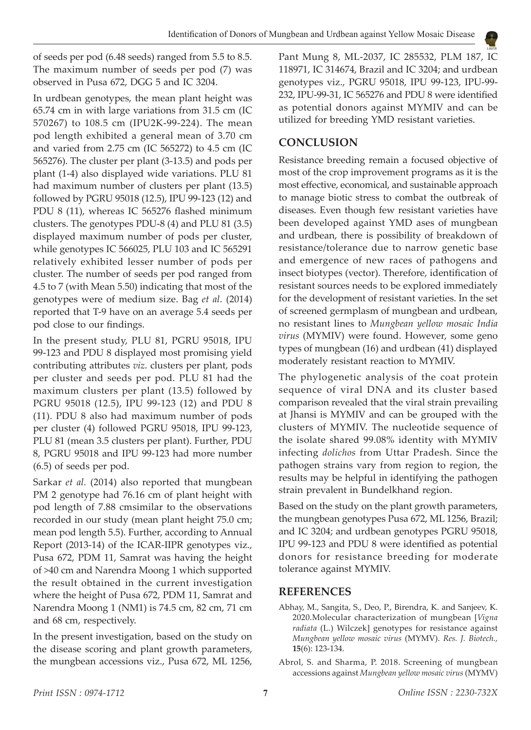of seeds per pod (6.48 seeds) ranged from 5.5 to 8.5. The maximum number of seeds per pod (7) was observed in Pusa 672, DGG 5 and IC 3204.

In urdbean genotypes, the mean plant height was 65.74 cm in with large variations from 31.5 cm (IC 570267) to 108.5 cm (IPU2K-99-224). The mean pod length exhibited a general mean of 3.70 cm and varied from 2.75 cm (IC 565272) to 4.5 cm (IC 565276). The cluster per plant (3-13.5) and pods per plant (1-4) also displayed wide variations. PLU 81 had maximum number of clusters per plant (13.5) followed by PGRU 95018 (12.5), IPU 99-123 (12) and PDU 8 (11), whereas IC 565276 flashed minimum clusters. The genotypes PDU-8 (4) and PLU 81 (3.5) displayed maximum number of pods per cluster, while genotypes IC 566025, PLU 103 and IC 565291 relatively exhibited lesser number of pods per cluster. The number of seeds per pod ranged from 4.5 to 7 (with Mean 5.50) indicating that most of the genotypes were of medium size. Bag *et al*. (2014) reported that T-9 have on an average 5.4 seeds per pod close to our findings.

In the present study, PLU 81, PGRU 95018, IPU 99-123 and PDU 8 displayed most promising yield contributing attributes *viz*. clusters per plant, pods per cluster and seeds per pod. PLU 81 had the maximum clusters per plant (13.5) followed by PGRU 95018 (12.5), IPU 99-123 (12) and PDU 8 (11). PDU 8 also had maximum number of pods per cluster (4) followed PGRU 95018, IPU 99-123, PLU 81 (mean 3.5 clusters per plant). Further, PDU 8, PGRU 95018 and IPU 99-123 had more number (6.5) of seeds per pod.

Sarkar *et al.* (2014) also reported that mungbean PM 2 genotype had 76.16 cm of plant height with pod length of 7.88 cmsimilar to the observations recorded in our study (mean plant height 75.0 cm; mean pod length 5.5). Further, according to Annual Report (2013-14) of the ICAR-IIPR genotypes viz., Pusa 672, PDM 11, Samrat was having the height of >40 cm and Narendra Moong 1 which supported the result obtained in the current investigation where the height of Pusa 672, PDM 11, Samrat and Narendra Moong 1 (NM1) is 74.5 cm, 82 cm, 71 cm and 68 cm, respectively.

In the present investigation, based on the study on the disease scoring and plant growth parameters, the mungbean accessions viz., Pusa 672, ML 1256, Pant Mung 8, ML-2037, IC 285532, PLM 187, IC 118971, IC 314674, Brazil and IC 3204; and urdbean genotypes viz., PGRU 95018, IPU 99-123, IPU-99-232, IPU-99-31, IC 565276 and PDU 8 were identified as potential donors against MYMIV and can be utilized for breeding YMD resistant varieties.

## CONCLUSION

Resistance breeding remain a focused objective of most of the crop improvement programs as it is the most effective, economical, and sustainable approach to manage biotic stress to combat the outbreak of diseases. Even though few resistant varieties have been developed against YMD ases of mungbean and urdbean, there is possibility of breakdown of resistance/tolerance due to narrow genetic base and emergence of new races of pathogens and insect biotypes (vector). Therefore, identification of resistant sources needs to be explored immediately for the development of resistant varieties. In the set of screened germplasm of mungbean and urdbean, no resistant lines to *Mungbean yellow mosaic India virus* (MYMIV) were found. However, some geno types of mungbean (16) and urdbean (41) displayed moderately resistant reaction to MYMIV.

The phylogenetic analysis of the coat protein sequence of viral DNA and its cluster based comparison revealed that the viral strain prevailing at Jhansi is MYMIV and can be grouped with the clusters of MYMIV. The nucleotide sequence of the isolate shared 99.08% identity with MYMIV infecting *dolichos* from Uttar Pradesh. Since the pathogen strains vary from region to region, the results may be helpful in identifying the pathogen strain prevalent in Bundelkhand region.

Based on the study on the plant growth parameters, the mungbean genotypes Pusa 672, ML 1256, Brazil; and IC 3204; and urdbean genotypes PGRU 95018, IPU 99-123 and PDU 8 were identified as potential donors for resistance breeding for moderate tolerance against MYMIV.

## REFERENCES

Abhay, M., Sangita, S., Deo, P., Birendra, K. and Sanjeev, K. 2020.Molecular characterization of mungbean [*Vigna radiata* (L.) Wilczek] genotypes for resistance against *Mungbean yellow mosaic virus* (MYMV). *Res. J. Biotech.,* **15**(6): 123-134.

Abrol, S. and Sharma, P. 2018. Screening of mungbean accessions against *Mungbean yellow mosaic virus* (MYMV)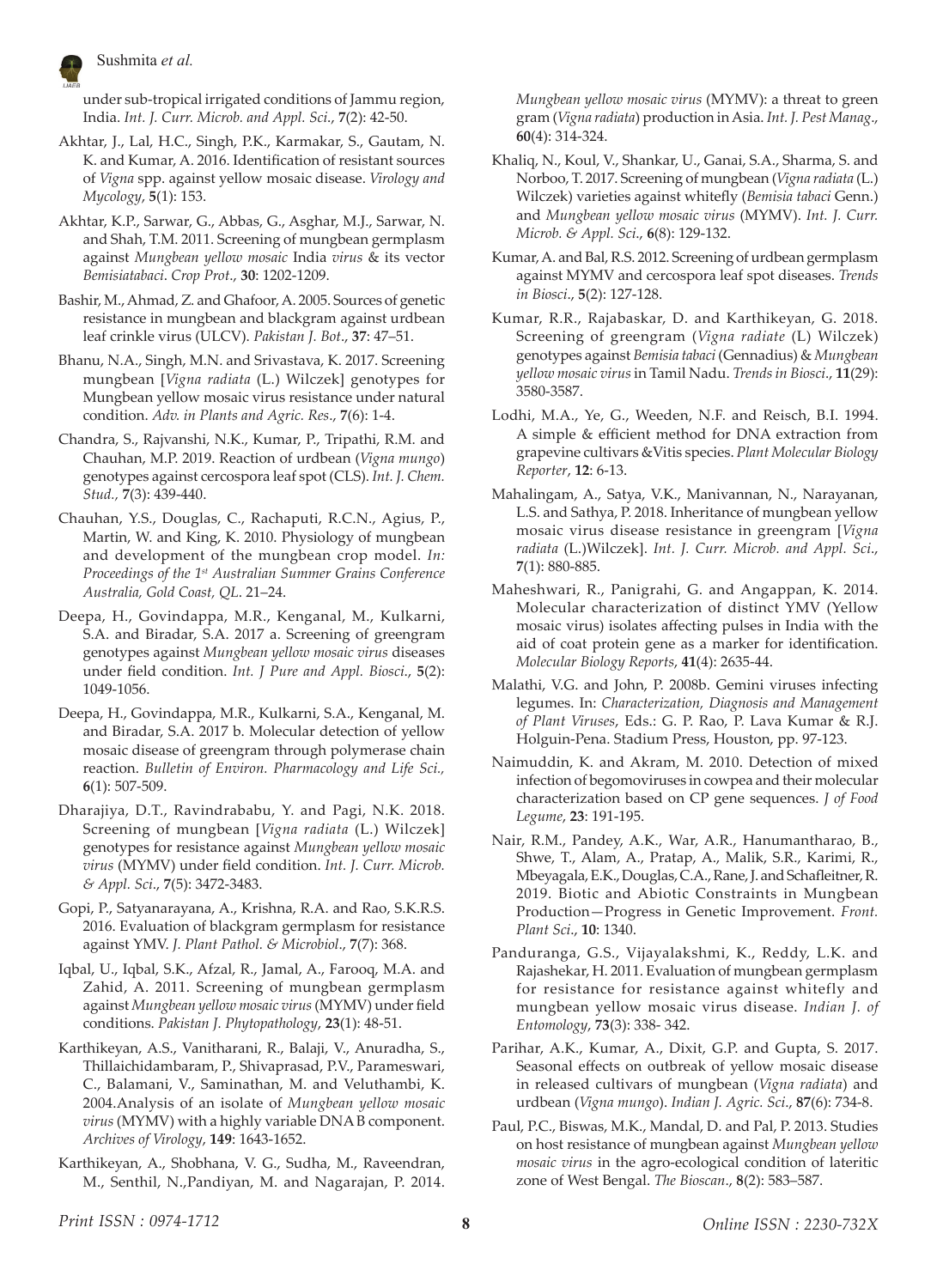under sub-tropical irrigated conditions of Jammu region, India. *Int. J. Curr. Microb. and Appl. Sci.*, **7**(2): 42-50.

Akhtar, J., Lal, H.C., Singh, P.K., Karmakar, S., Gautam, N. K. and Kumar, A. 2016. Identification of resistant sources of *Vigna* spp. against yellow mosaic disease. *Virology and Mycology*, **5**(1): 153.

Akhtar, K.P., Sarwar, G., Abbas, G., Asghar, M.J., Sarwar, N. and Shah, T.M. 2011. Screening of mungbean germplasm against *Mungbean yellow mosaic* India *virus* & its vector *Bemisiatabaci*. *Crop Prot*., **30**: 1202-1209.

Bashir, M., Ahmad, Z. and Ghafoor, A. 2005. Sources of genetic resistance in mungbean and blackgram against urdbean leaf crinkle virus (ULCV). *Pakistan J. Bot*., **37**: 47–51.

Bhanu, N.A., Singh, M.N. and Srivastava, K. 2017. Screening mungbean [*Vigna radiata* (L.) Wilczek] genotypes for Mungbean yellow mosaic virus resistance under natural condition. *Adv. in Plants and Agric. Res*., **7**(6): 1-4.

Chandra, S., Rajvanshi, N.K., Kumar, P., Tripathi, R.M. and Chauhan, M.P. 2019. Reaction of urdbean (*Vigna mungo*) genotypes against cercospora leaf spot (CLS). *Int. J. Chem. Stud.*, **7**(3): 439-440.

Chauhan, Y.S., Douglas, C., Rachaputi, R.C.N., Agius, P., Martin, W. and King, K. 2010. Physiology of mungbean and development of the mungbean crop model. *In: Proceedings of the 1st Australian Summer Grains Conference Australia, Gold Coast, QL*. 21–24.

Deepa, H., Govindappa, M.R., Kenganal, M., Kulkarni, S.A. and Biradar, S.A. 2017 a. Screening of greengram genotypes against *Mungbean yellow mosaic virus* diseases under field condition. *Int. J Pure and Appl. Biosci*., **5**(2): 1049-1056.

Deepa, H., Govindappa, M.R., Kulkarni, S.A., Kenganal, M. and Biradar, S.A. 2017 b. Molecular detection of yellow mosaic disease of greengram through polymerase chain reaction. *Bulletin of Environ. Pharmacology and Life Sci.,* **6**(1): 507-509.

Dharajiya, D.T., Ravindrababu, Y. and Pagi, N.K. 2018. Screening of mungbean [*Vigna radiata* (L.) Wilczek] genotypes for resistance against *Mungbean yellow mosaic virus* (MYMV) under field condition. *Int. J. Curr. Microb. & Appl. Sci*., **7**(5): 3472-3483.

Gopi, P., Satyanarayana, A., Krishna, R.A. and Rao, S.K.R.S. 2016. Evaluation of blackgram germplasm for resistance against YMV. *J. Plant Pathol. & Microbiol*., **7**(7): 368.

Iqbal, U., Iqbal, S.K., Afzal, R., Jamal, A., Farooq, M.A. and Zahid, A. 2011. Screening of mungbean germplasm against *Mungbean yellow mosaic virus* (MYMV) under field conditions. *Pakistan J. Phytopathology*, **23**(1): 48-51.

Karthikeyan, A.S., Vanitharani, R., Balaji, V., Anuradha, S., Thillaichidambaram, P., Shivaprasad, P.V., Parameswari, C., Balamani, V., Saminathan, M. and Veluthambi, K. 2004.Analysis of an isolate of *Mungbean yellow mosaic virus* (MYMV) with a highly variable DNA B component. *Archives of Virology*, **149**: 1643-1652.

Karthikeyan, A., Shobhana, V. G., Sudha, M., Raveendran, M., Senthil, N.,Pandiyan, M. and Nagarajan, P. 2014. *Mungbean yellow mosaic virus* (MYMV): a threat to green gram (*Vigna radiata*) production in Asia. *Int. J. Pest Manag*., **60**(4): 314-324.

Khaliq, N., Koul, V., Shankar, U., Ganai, S.A., Sharma, S. and Norboo, T. 2017. Screening of mungbean (*Vigna radiata* (L.) Wilczek) varieties against whitefly (*Bemisia tabaci* Genn.) and *Mungbean yellow mosaic virus* (MYMV). *Int. J. Curr. Microb. & Appl. Sci*., **6**(8): 129-132.

Kumar, A. and Bal, R.S. 2012. Screening of urdbean germplasm against MYMV and cercospora leaf spot diseases. *Trends in Biosci*., **5**(2): 127-128.

Kumar, R.R., Rajabaskar, D. and Karthikeyan, G. 2018. Screening of greengram (*Vigna radiate* (L) Wilczek) genotypes against *Bemisia tabaci* (Gennadius) & *Mungbean yellow mosaic virus* in Tamil Nadu. *Trends in Biosci*., **11**(29): 3580-3587.

Lodhi, M.A., Ye, G., Weeden, N.F. and Reisch, B.I. 1994. A simple & efficient method for DNA extraction from grapevine cultivars &Vitis species. *Plant Molecular Biology Reporter*, **12**: 6-13.

Mahalingam, A., Satya, V.K., Manivannan, N., Narayanan, L.S. and Sathya, P. 2018. Inheritance of mungbean yellow mosaic virus disease resistance in greengram [*Vigna radiata* (L.)Wilczek]. *Int. J. Curr. Microb. and Appl. Sci*., **7**(1): 880-885.

Maheshwari, R., Panigrahi, G. and Angappan, K. 2014. Molecular characterization of distinct YMV (Yellow mosaic virus) isolates affecting pulses in India with the aid of coat protein gene as a marker for identification. *Molecular Biology Reports*, **41**(4): 2635-44.

Malathi, V.G. and John, P. 2008b. Gemini viruses infecting legumes. In: *Characterization, Diagnosis and Management of Plant Viruses*, Eds.: G. P. Rao, P. Lava Kumar & R.J. Holguin-Pena. Stadium Press, Houston, pp. 97-123.

Naimuddin, K. and Akram, M. 2010. Detection of mixed infection of begomoviruses in cowpea and their molecular characterization based on CP gene sequences. *J of Food Legume*, **23**: 191-195.

Nair, R.M., Pandey, A.K., War, A.R., Hanumantharao, B., Shwe, T., Alam, A., Pratap, A., Malik, S.R., Karimi, R., Mbeyagala, E.K., Douglas, C.A., Rane, J. and Schafleitner, R. 2019. Biotic and Abiotic Constraints in Mungbean Production—Progress in Genetic Improvement. *Front. Plant Sci*., **10**: 1340.

Panduranga, G.S., Vijayalakshmi, K., Reddy, L.K. and Rajashekar, H. 2011. Evaluation of mungbean germplasm for resistance for resistance against whitefly and mungbean yellow mosaic virus disease. *Indian J. of Entomology*, **73**(3): 338- 342.

Parihar, A.K., Kumar, A., Dixit, G.P. and Gupta, S. 2017. Seasonal effects on outbreak of yellow mosaic disease in released cultivars of mungbean (*Vigna radiata*) and urdbean (*Vigna mungo*). *Indian J. Agric. Sci*., **87**(6): 734-8.

Paul, P.C., Biswas, M.K., Mandal, D. and Pal, P. 2013. Studies on host resistance of mungbean against *Mungbean yellow mosaic virus* in the agro-ecological condition of lateritic zone of West Bengal. *The Bioscan*., **8**(2): 583–587.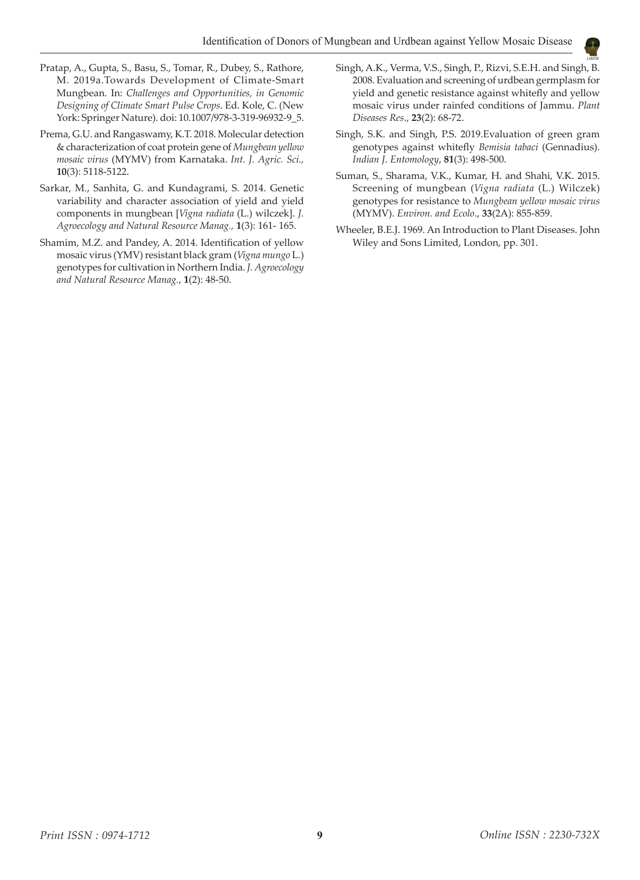Pratap, A., Gupta, S., Basu, S., Tomar, R., Dubey, S., Rathore, M. 2019a.Towards Development of Climate-Smart Mungbean. In: *Challenges and Opportunities, in Genomic Designing of Climate Smart Pulse Crops*. Ed. Kole, C. (New York: Springer Nature). doi: 10.1007/978-3-319-96932-9_5.

Prema, G.U. and Rangaswamy, K.T. 2018. Molecular detection & characterization of coat protein gene of *Mungbean yellow mosaic virus* (MYMV) from Karnataka. *Int. J. Agric. Sci.*, **10**(3): 5118-5122.

Sarkar, M., Sanhita, G. and Kundagrami, S. 2014. Genetic variability and character association of yield and yield components in mungbean [*Vigna radiata* (L.) wilczek]. *J. Agroecology and Natural Resource Manag.*, **1**(3): 161- 165.

Shamim, M.Z. and Pandey, A. 2014. Identification of yellow mosaic virus (YMV) resistant black gram (*Vigna mungo* L.) genotypes for cultivation in Northern India. *J. Agroecology and Natural Resource Manag.*, **1**(2): 48-50.

Singh, A.K., Verma, V.S., Singh, P., Rizvi, S.E.H. and Singh, B. 2008. Evaluation and screening of urdbean germplasm for yield and genetic resistance against whitefly and yellow mosaic virus under rainfed conditions of Jammu. *Plant Diseases Res.*, **23**(2): 68-72.

Singh, S.K. and Singh, P.S. 2019.Evaluation of green gram genotypes against whitefly *Bemisia tabaci* (Gennadius). *Indian J. Entomology*, **81**(3): 498-500.

Suman, S., Sharama, V.K., Kumar, H. and Shahi, V.K. 2015. Screening of mungbean (*Vigna radiata* (L.) Wilczek) genotypes for resistance to *Mungbean yellow mosaic virus* (MYMV). *Environ. and Ecolo.*, **33**(2A): 855-859.

Wheeler, B.E.J. 1969. An Introduction to Plant Diseases. John Wiley and Sons Limited, London, pp. 301.